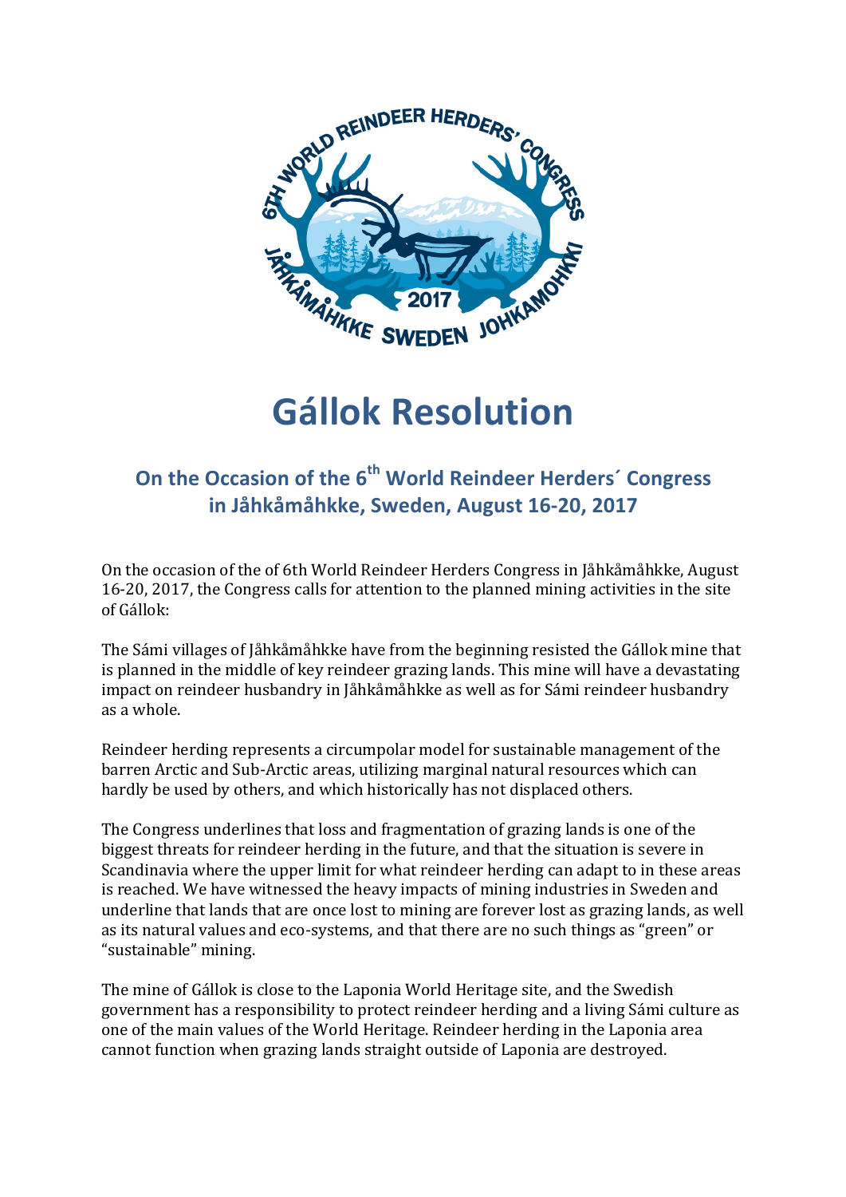# Gállok Resolution

## On the Occasion of the 6th World Reindeer Herders´ Congress in Jåhkåmåhkke, Sweden, August 16-20, 2017

On the occasion of the of 6th World Reindeer Herders Congress in Jåhkåmåhkke, August 16-20, 2017, the Congress calls for attention to the planned mining activities in the site of Gállok:

The Sámi villages of Jåhkåmåhkke have from the beginning resisted the Gállok mine that is planned in the middle of key reindeer grazing lands. This mine will have a devastating impact on reindeer husbandry in Jåhkåmåhkke as well as for Sámi reindeer husbandry as a whole.

Reindeer herding represents a circumpolar model for sustainable management of the barren Arctic and Sub-Arctic areas, utilizing marginal natural resources which can hardly be used by others, and which historically has not displaced others.

The Congress underlines that loss and fragmentation of grazing lands is one of the biggest threats for reindeer herding in the future, and that the situation is severe in Scandinavia where the upper limit for what reindeer herding can adapt to in these areas is reached. We have witnessed the heavy impacts of mining industries in Sweden and underline that lands that are once lost to mining are forever lost as grazing lands, as well as its natural values and eco-systems, and that there are no such things as "green" or "sustainable" mining.

The mine of Gállok is close to the Laponia World Heritage site, and the Swedish government has a responsibility to protect reindeer herding and a living Sámi culture as one of the main values of the World Heritage. Reindeer herding in the Laponia area cannot function when grazing lands straight outside of Laponia are destroyed.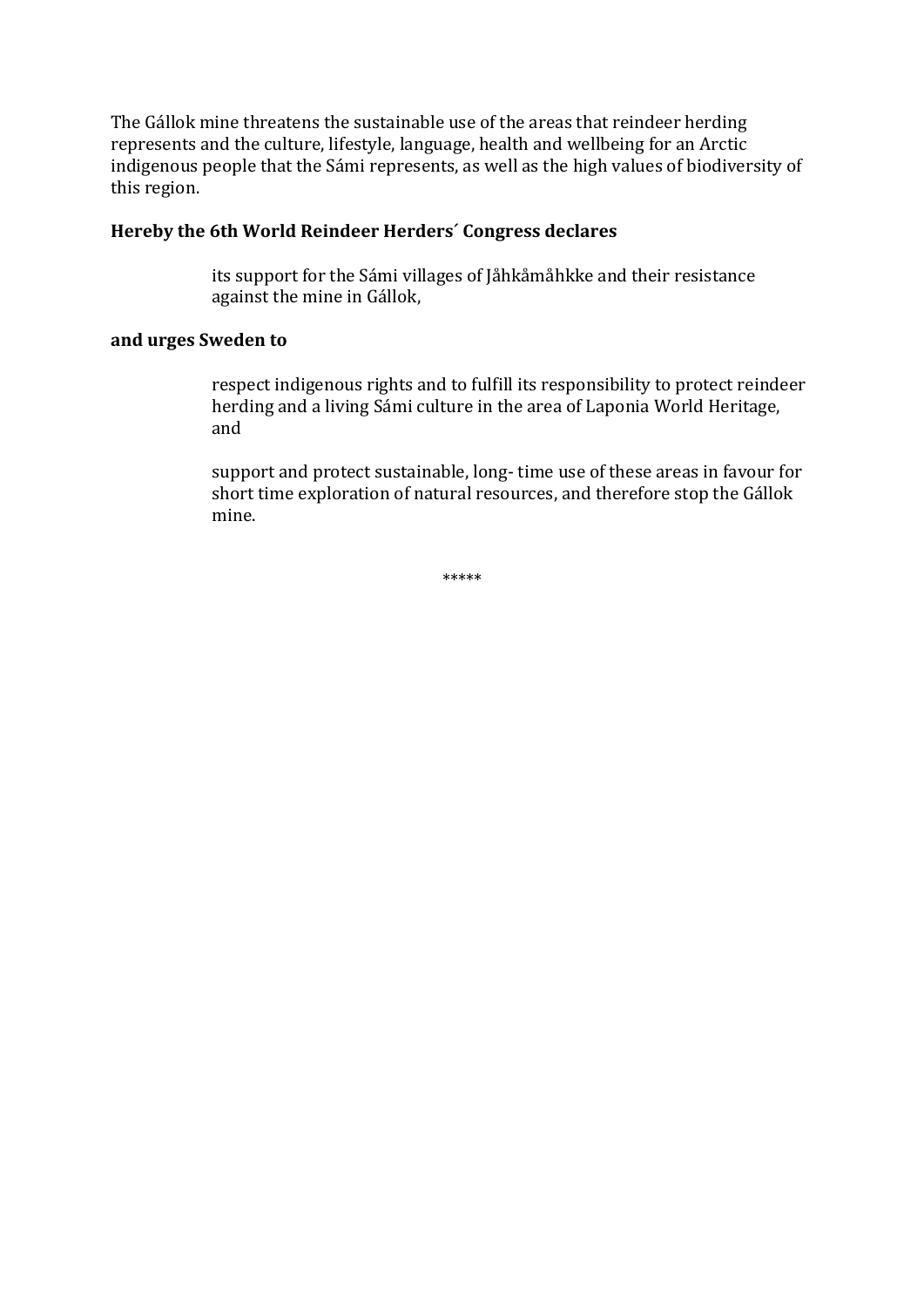The Gállok mine threatens the sustainable use of the areas that reindeer herding represents and the culture, lifestyle, language, health and wellbeing for an Arctic indigenous people that the Sámi represents, as well as the high values of biodiversity of this region.

**Hereby the 6th World Reindeer Herders´ Congress declares**

> its support for the Sámi villages of Jåhkåmåhkke and their resistance against the mine in Gállok,

**and urges Sweden to**

> respect indigenous rights and to fulfill its responsibility to protect reindeer herding and a living Sámi culture in the area of Laponia World Heritage, and
>
> support and protect sustainable, long- time use of these areas in favour for short time exploration of natural resources, and therefore stop the Gállok mine.

*****